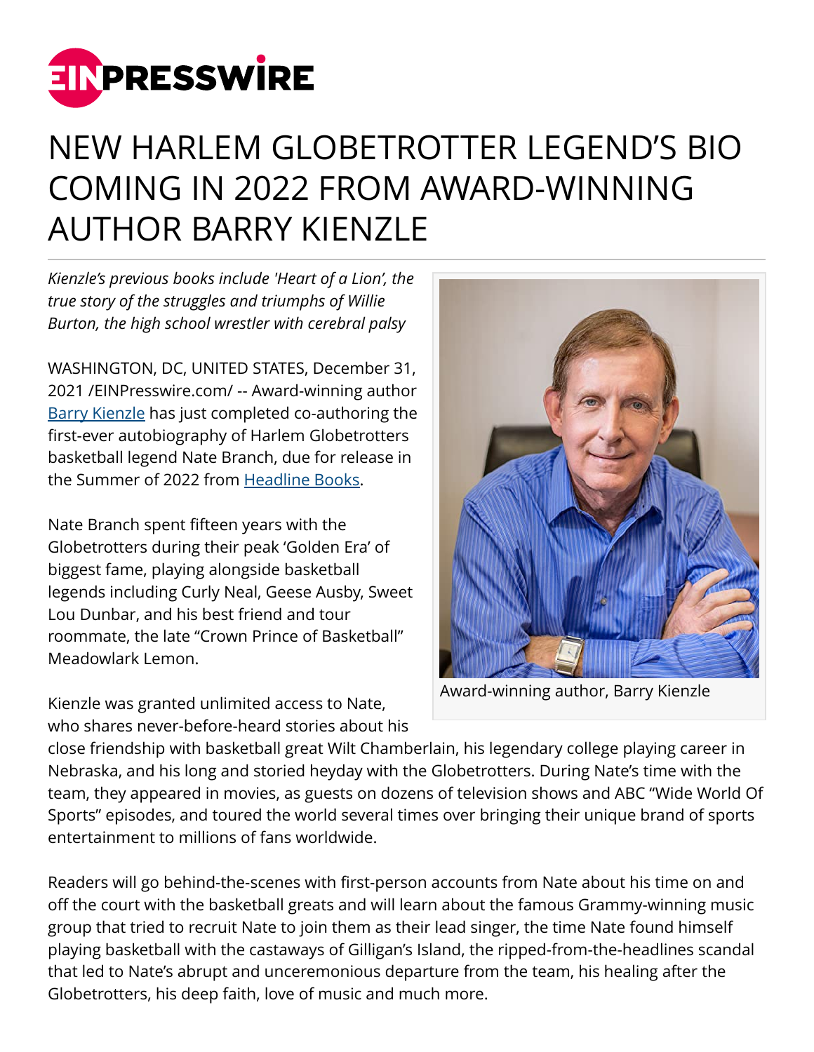# NEW HARLEM GLOBETROTTER LEGEND'S BIO COMING IN 2022 FROM AWARD-WINNING AUTHOR BARRY KIENZLE

*Kienzle's previous books include 'Heart of a Lion', the true story of the struggles and triumphs of Willie Burton, the high school wrestler with cerebral palsy*

WASHINGTON, DC, UNITED STATES, December 31, 2021 /EINPresswire.com/ -- Award-winning author Barry Kienzle has just completed co-authoring the first-ever autobiography of Harlem Globetrotters basketball legend Nate Branch, due for release in the Summer of 2022 from Headline Books.

Award-winning author, Barry Kienzle

Nate Branch spent fifteen years with the Globetrotters during their peak 'Golden Era' of biggest fame, playing alongside basketball legends including Curly Neal, Geese Ausby, Sweet Lou Dunbar, and his best friend and tour roommate, the late "Crown Prince of Basketball" Meadowlark Lemon.

Kienzle was granted unlimited access to Nate, who shares never-before-heard stories about his close friendship with basketball great Wilt Chamberlain, his legendary college playing career in Nebraska, and his long and storied heyday with the Globetrotters. During Nate's time with the team, they appeared in movies, as guests on dozens of television shows and ABC "Wide World Of Sports" episodes, and toured the world several times over bringing their unique brand of sports entertainment to millions of fans worldwide.

Readers will go behind-the-scenes with first-person accounts from Nate about his time on and off the court with the basketball greats and will learn about the famous Grammy-winning music group that tried to recruit Nate to join them as their lead singer, the time Nate found himself playing basketball with the castaways of Gilligan's Island, the ripped-from-the-headlines scandal that led to Nate's abrupt and unceremonious departure from the team, his healing after the Globetrotters, his deep faith, love of music and much more.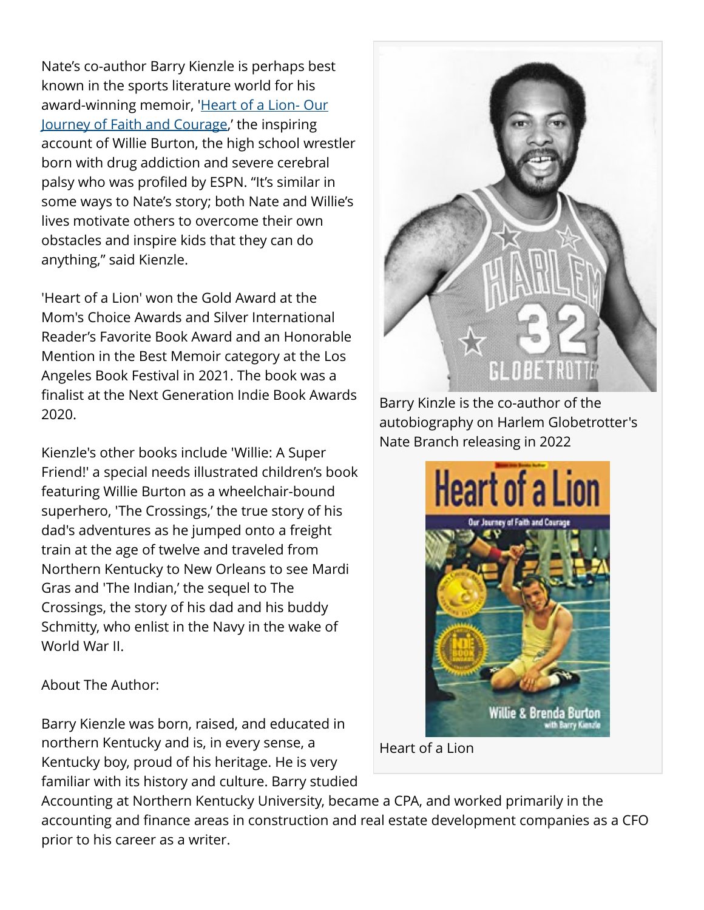Nate's co-author Barry Kienzle is perhaps best known in the sports literature world for his award-winning memoir, '[Heart of a Lion- Our Journey of Faith and Courage](),' the inspiring account of Willie Burton, the high school wrestler born with drug addiction and severe cerebral palsy who was profiled by ESPN. "It's similar in some ways to Nate's story; both Nate and Willie's lives motivate others to overcome their own obstacles and inspire kids that they can do anything," said Kienzle.

Barry Kinzle is the co-author of the autobiography on Harlem Globetrotter's Nate Branch releasing in 2022

'Heart of a Lion' won the Gold Award at the Mom's Choice Awards and Silver International Reader's Favorite Book Award and an Honorable Mention in the Best Memoir category at the Los Angeles Book Festival in 2021. The book was a finalist at the Next Generation Indie Book Awards 2020.

Heart of a Lion

Kienzle's other books include 'Willie: A Super Friend!' a special needs illustrated children's book featuring Willie Burton as a wheelchair-bound superhero, 'The Crossings,' the true story of his dad's adventures as he jumped onto a freight train at the age of twelve and traveled from Northern Kentucky to New Orleans to see Mardi Gras and 'The Indian,' the sequel to The Crossings, the story of his dad and his buddy Schmitty, who enlist in the Navy in the wake of World War II.

About The Author:

Barry Kienzle was born, raised, and educated in northern Kentucky and is, in every sense, a Kentucky boy, proud of his heritage. He is very familiar with its history and culture. Barry studied Accounting at Northern Kentucky University, became a CPA, and worked primarily in the accounting and finance areas in construction and real estate development companies as a CFO prior to his career as a writer.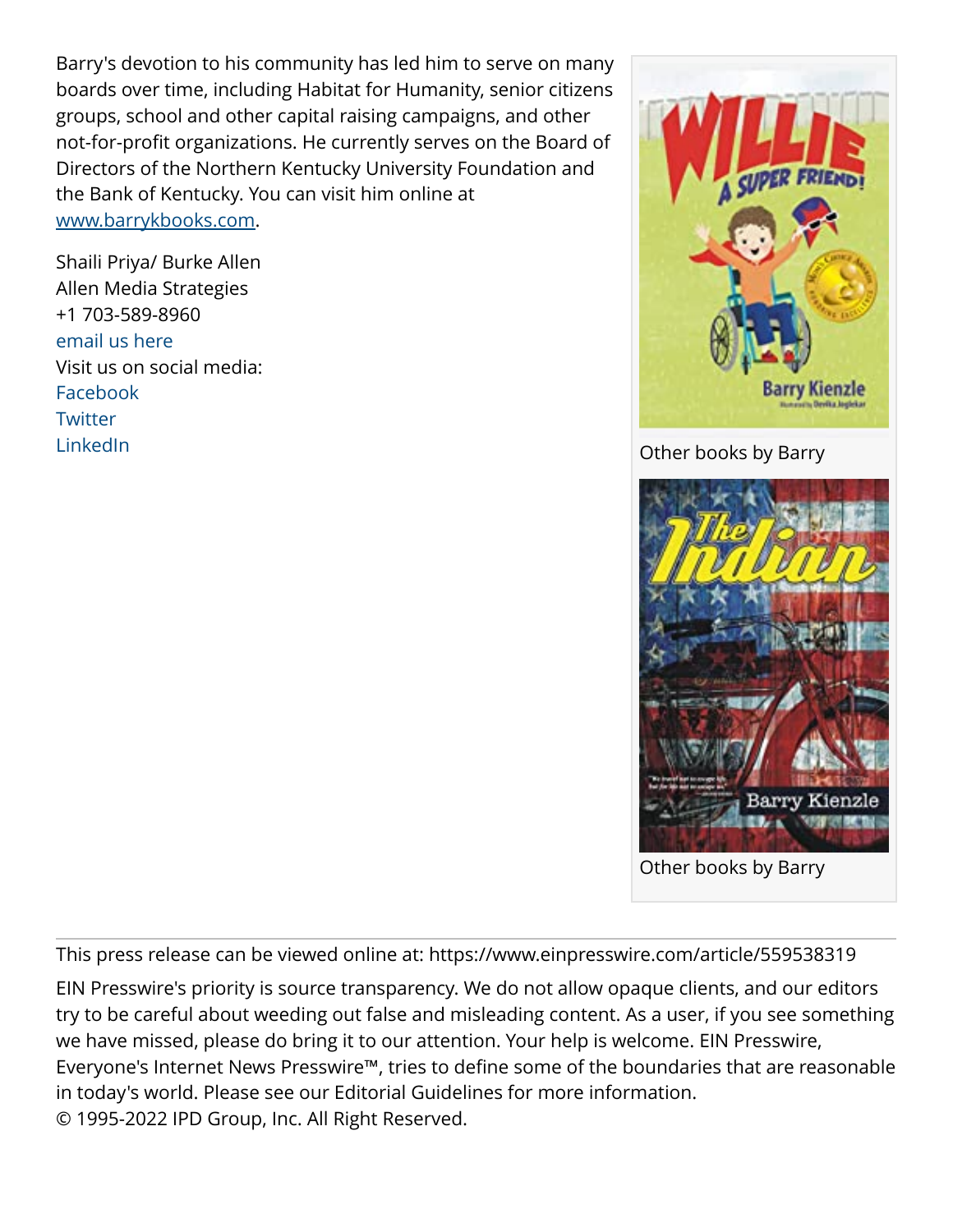Barry's devotion to his community has led him to serve on many boards over time, including Habitat for Humanity, senior citizens groups, school and other capital raising campaigns, and other not-for-profit organizations. He currently serves on the Board of Directors of the Northern Kentucky University Foundation and the Bank of Kentucky. You can visit him online at www.barrykbooks.com.

Shaili Priya/ Burke Allen
Allen Media Strategies
+1 703-589-8960
email us here
Visit us on social media:
Facebook
Twitter
LinkedIn

Other books by Barry

Other books by Barry

This press release can be viewed online at: https://www.einpresswire.com/article/559538319

EIN Presswire's priority is source transparency. We do not allow opaque clients, and our editors try to be careful about weeding out false and misleading content. As a user, if you see something we have missed, please do bring it to our attention. Your help is welcome. EIN Presswire, Everyone's Internet News Presswire™, tries to define some of the boundaries that are reasonable in today's world. Please see our Editorial Guidelines for more information.
© 1995-2022 IPD Group, Inc. All Right Reserved.